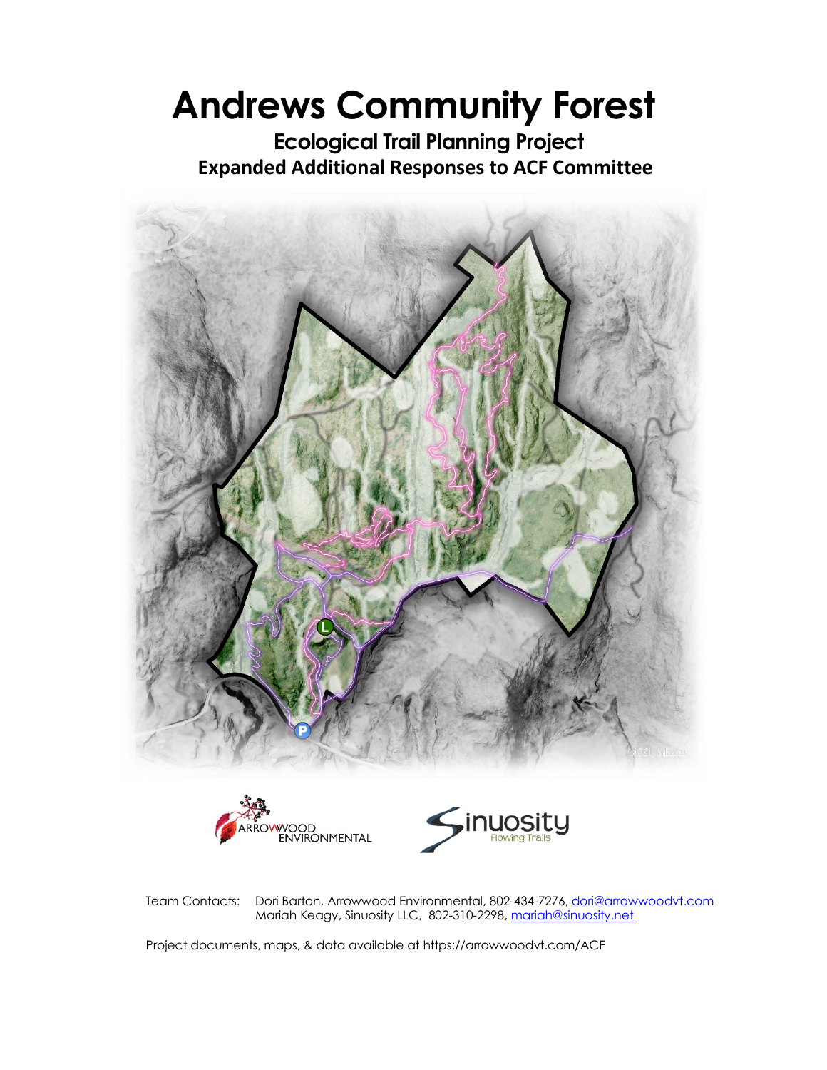# Andrews Community Forest

## Ecological Trail Planning Project

## Expanded Additional Responses to ACF Committee

Team Contacts: Dori Barton, Arrowwood Environmental, 802-434-7276, dori@arrowwoodvt.com
Mariah Keagy, Sinuosity LLC, 802-310-2298, mariah@sinuosity.net

Project documents, maps, & data available at https://arrowwoodvt.com/ACF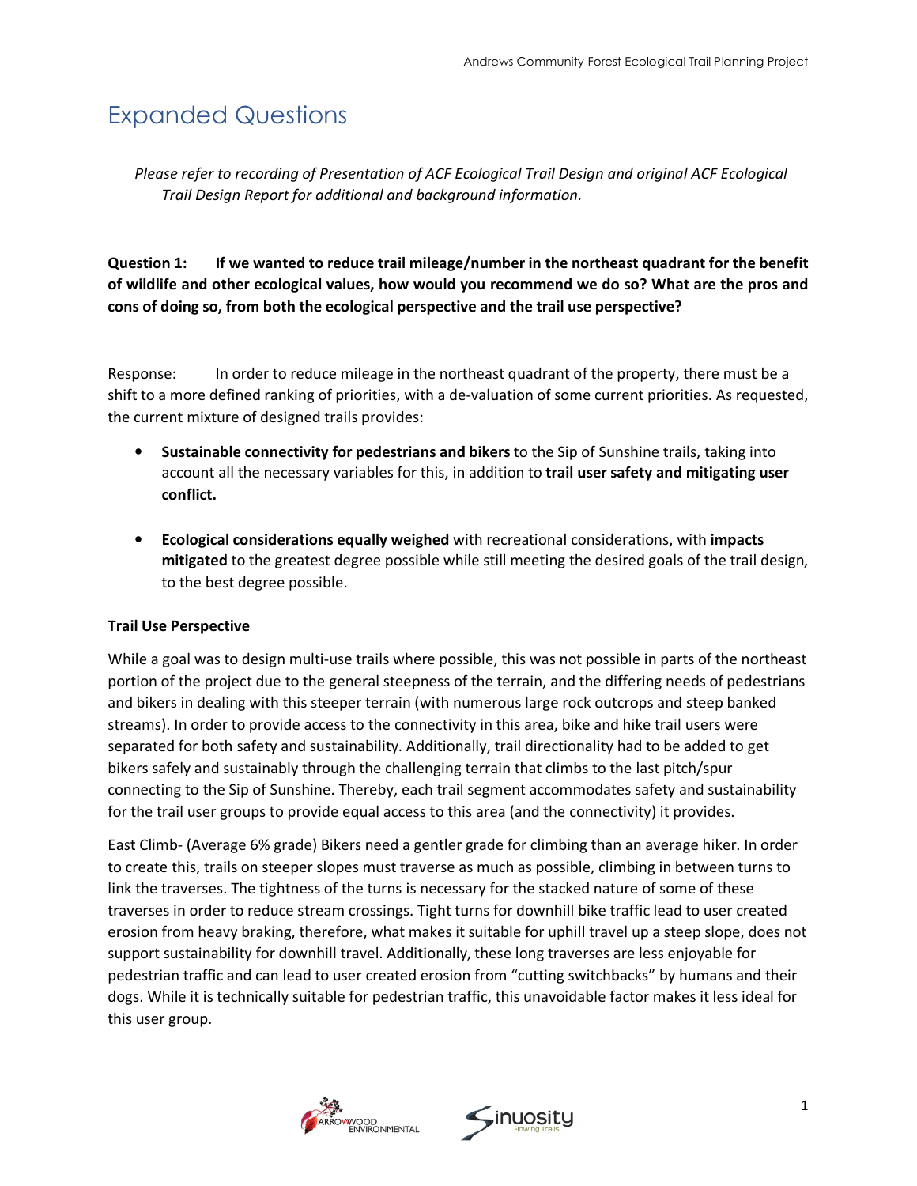# Expanded Questions

*Please refer to recording of Presentation of ACF Ecological Trail Design and original ACF Ecological Trail Design Report for additional and background information.*

**Question 1: If we wanted to reduce trail mileage/number in the northeast quadrant for the benefit of wildlife and other ecological values, how would you recommend we do so? What are the pros and cons of doing so, from both the ecological perspective and the trail use perspective?**

Response: In order to reduce mileage in the northeast quadrant of the property, there must be a shift to a more defined ranking of priorities, with a de-valuation of some current priorities. As requested, the current mixture of designed trails provides:

- **Sustainable connectivity for pedestrians and bikers** to the Sip of Sunshine trails, taking into account all the necessary variables for this, in addition to **trail user safety and mitigating user conflict.**

- **Ecological considerations equally weighed** with recreational considerations, with **impacts mitigated** to the greatest degree possible while still meeting the desired goals of the trail design, to the best degree possible.

**Trail Use Perspective**

While a goal was to design multi-use trails where possible, this was not possible in parts of the northeast portion of the project due to the general steepness of the terrain, and the differing needs of pedestrians and bikers in dealing with this steeper terrain (with numerous large rock outcrops and steep banked streams). In order to provide access to the connectivity in this area, bike and hike trail users were separated for both safety and sustainability. Additionally, trail directionality had to be added to get bikers safely and sustainably through the challenging terrain that climbs to the last pitch/spur connecting to the Sip of Sunshine. Thereby, each trail segment accommodates safety and sustainability for the trail user groups to provide equal access to this area (and the connectivity) it provides.

East Climb- (Average 6% grade) Bikers need a gentler grade for climbing than an average hiker. In order to create this, trails on steeper slopes must traverse as much as possible, climbing in between turns to link the traverses. The tightness of the turns is necessary for the stacked nature of some of these traverses in order to reduce stream crossings. Tight turns for downhill bike traffic lead to user created erosion from heavy braking, therefore, what makes it suitable for uphill travel up a steep slope, does not support sustainability for downhill travel. Additionally, these long traverses are less enjoyable for pedestrian traffic and can lead to user created erosion from "cutting switchbacks" by humans and their dogs. While it is technically suitable for pedestrian traffic, this unavoidable factor makes it less ideal for this user group.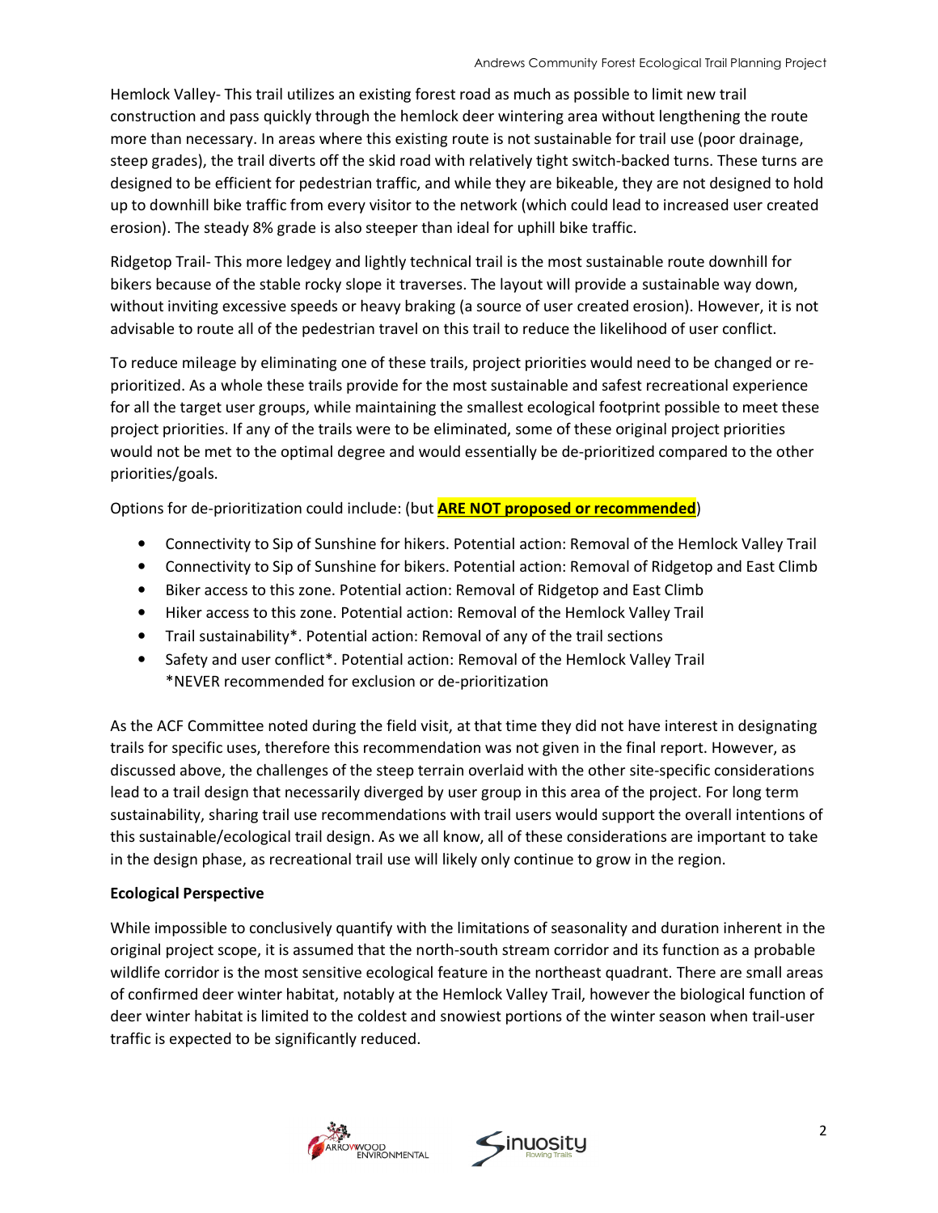Hemlock Valley- This trail utilizes an existing forest road as much as possible to limit new trail construction and pass quickly through the hemlock deer wintering area without lengthening the route more than necessary. In areas where this existing route is not sustainable for trail use (poor drainage, steep grades), the trail diverts off the skid road with relatively tight switch-backed turns. These turns are designed to be efficient for pedestrian traffic, and while they are bikeable, they are not designed to hold up to downhill bike traffic from every visitor to the network (which could lead to increased user created erosion). The steady 8% grade is also steeper than ideal for uphill bike traffic.

Ridgetop Trail- This more ledgey and lightly technical trail is the most sustainable route downhill for bikers because of the stable rocky slope it traverses. The layout will provide a sustainable way down, without inviting excessive speeds or heavy braking (a source of user created erosion). However, it is not advisable to route all of the pedestrian travel on this trail to reduce the likelihood of user conflict.

To reduce mileage by eliminating one of these trails, project priorities would need to be changed or re-prioritized. As a whole these trails provide for the most sustainable and safest recreational experience for all the target user groups, while maintaining the smallest ecological footprint possible to meet these project priorities. If any of the trails were to be eliminated, some of these original project priorities would not be met to the optimal degree and would essentially be de-prioritized compared to the other priorities/goals.

Options for de-prioritization could include: (but **ARE NOT proposed or recommended**)

- Connectivity to Sip of Sunshine for hikers. Potential action: Removal of the Hemlock Valley Trail
- Connectivity to Sip of Sunshine for bikers. Potential action: Removal of Ridgetop and East Climb
- Biker access to this zone. Potential action: Removal of Ridgetop and East Climb
- Hiker access to this zone. Potential action: Removal of the Hemlock Valley Trail
- Trail sustainability*. Potential action: Removal of any of the trail sections
- Safety and user conflict*. Potential action: Removal of the Hemlock Valley Trail
  *NEVER recommended for exclusion or de-prioritization

As the ACF Committee noted during the field visit, at that time they did not have interest in designating trails for specific uses, therefore this recommendation was not given in the final report. However, as discussed above, the challenges of the steep terrain overlaid with the other site-specific considerations lead to a trail design that necessarily diverged by user group in this area of the project. For long term sustainability, sharing trail use recommendations with trail users would support the overall intentions of this sustainable/ecological trail design. As we all know, all of these considerations are important to take in the design phase, as recreational trail use will likely only continue to grow in the region.

**Ecological Perspective**

While impossible to conclusively quantify with the limitations of seasonality and duration inherent in the original project scope, it is assumed that the north-south stream corridor and its function as a probable wildlife corridor is the most sensitive ecological feature in the northeast quadrant. There are small areas of confirmed deer winter habitat, notably at the Hemlock Valley Trail, however the biological function of deer winter habitat is limited to the coldest and snowiest portions of the winter season when trail-user traffic is expected to be significantly reduced.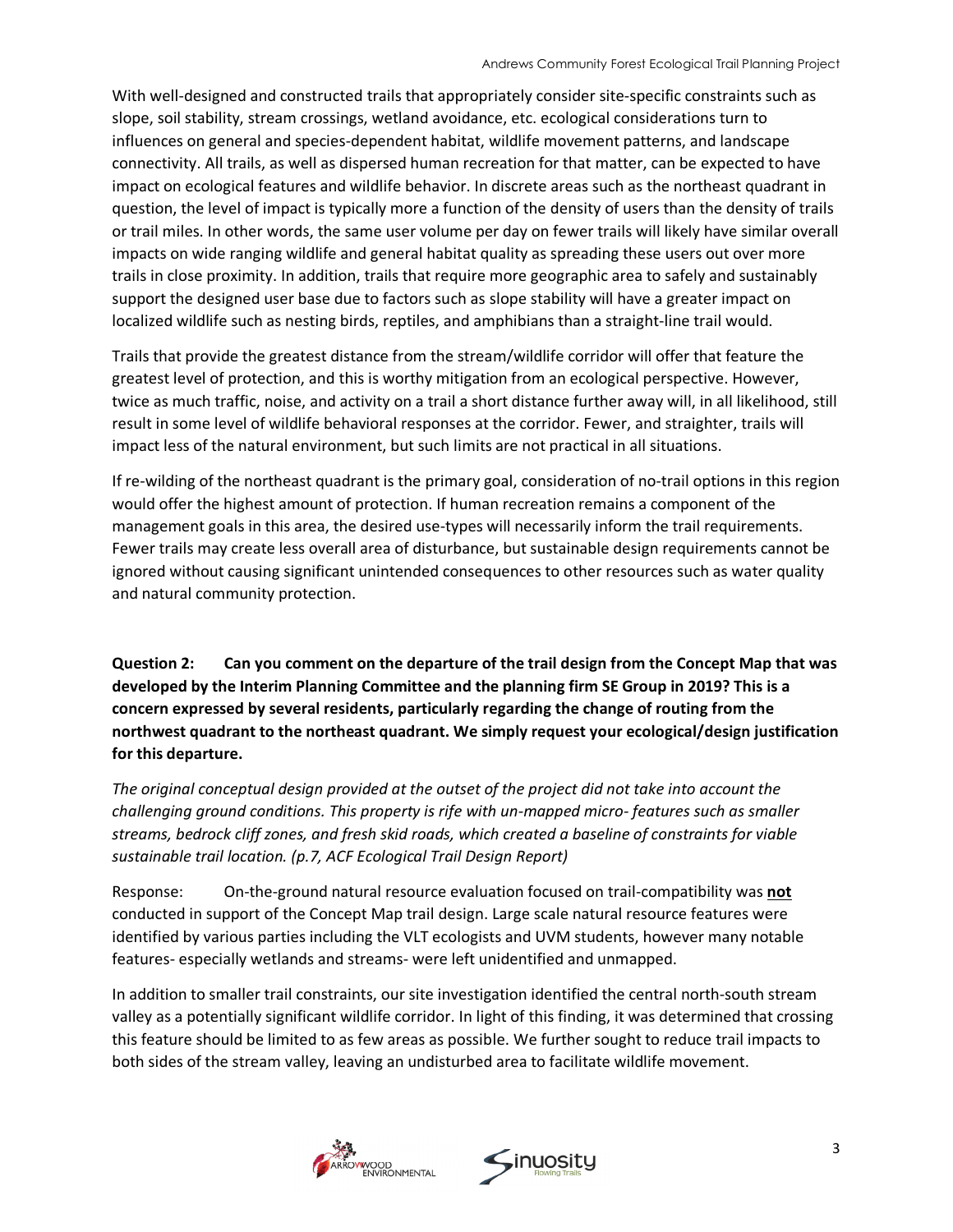With well-designed and constructed trails that appropriately consider site-specific constraints such as slope, soil stability, stream crossings, wetland avoidance, etc. ecological considerations turn to influences on general and species-dependent habitat, wildlife movement patterns, and landscape connectivity. All trails, as well as dispersed human recreation for that matter, can be expected to have impact on ecological features and wildlife behavior. In discrete areas such as the northeast quadrant in question, the level of impact is typically more a function of the density of users than the density of trails or trail miles. In other words, the same user volume per day on fewer trails will likely have similar overall impacts on wide ranging wildlife and general habitat quality as spreading these users out over more trails in close proximity. In addition, trails that require more geographic area to safely and sustainably support the designed user base due to factors such as slope stability will have a greater impact on localized wildlife such as nesting birds, reptiles, and amphibians than a straight-line trail would.

Trails that provide the greatest distance from the stream/wildlife corridor will offer that feature the greatest level of protection, and this is worthy mitigation from an ecological perspective. However, twice as much traffic, noise, and activity on a trail a short distance further away will, in all likelihood, still result in some level of wildlife behavioral responses at the corridor. Fewer, and straighter, trails will impact less of the natural environment, but such limits are not practical in all situations.

If re-wilding of the northeast quadrant is the primary goal, consideration of no-trail options in this region would offer the highest amount of protection. If human recreation remains a component of the management goals in this area, the desired use-types will necessarily inform the trail requirements. Fewer trails may create less overall area of disturbance, but sustainable design requirements cannot be ignored without causing significant unintended consequences to other resources such as water quality and natural community protection.

**Question 2: Can you comment on the departure of the trail design from the Concept Map that was developed by the Interim Planning Committee and the planning firm SE Group in 2019? This is a concern expressed by several residents, particularly regarding the change of routing from the northwest quadrant to the northeast quadrant. We simply request your ecological/design justification for this departure.**

*The original conceptual design provided at the outset of the project did not take into account the challenging ground conditions. This property is rife with un-mapped micro- features such as smaller streams, bedrock cliff zones, and fresh skid roads, which created a baseline of constraints for viable sustainable trail location. (p.7, ACF Ecological Trail Design Report)*

Response: On-the-ground natural resource evaluation focused on trail-compatibility was **not** conducted in support of the Concept Map trail design. Large scale natural resource features were identified by various parties including the VLT ecologists and UVM students, however many notable features- especially wetlands and streams- were left unidentified and unmapped.

In addition to smaller trail constraints, our site investigation identified the central north-south stream valley as a potentially significant wildlife corridor. In light of this finding, it was determined that crossing this feature should be limited to as few areas as possible. We further sought to reduce trail impacts to both sides of the stream valley, leaving an undisturbed area to facilitate wildlife movement.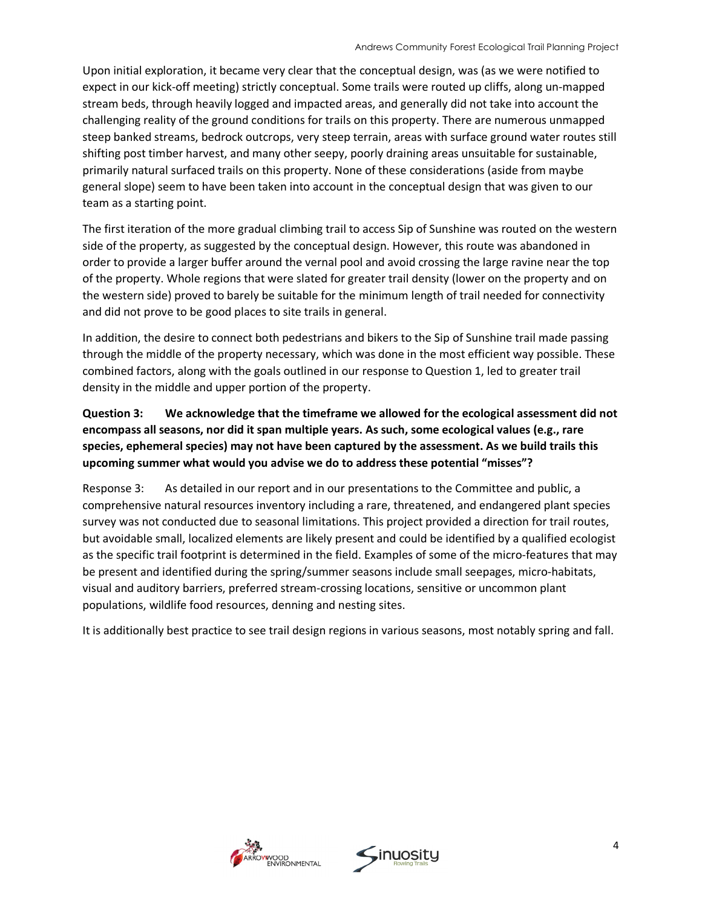Upon initial exploration, it became very clear that the conceptual design, was (as we were notified to expect in our kick-off meeting) strictly conceptual. Some trails were routed up cliffs, along un-mapped stream beds, through heavily logged and impacted areas, and generally did not take into account the challenging reality of the ground conditions for trails on this property. There are numerous unmapped steep banked streams, bedrock outcrops, very steep terrain, areas with surface ground water routes still shifting post timber harvest, and many other seepy, poorly draining areas unsuitable for sustainable, primarily natural surfaced trails on this property. None of these considerations (aside from maybe general slope) seem to have been taken into account in the conceptual design that was given to our team as a starting point.

The first iteration of the more gradual climbing trail to access Sip of Sunshine was routed on the western side of the property, as suggested by the conceptual design. However, this route was abandoned in order to provide a larger buffer around the vernal pool and avoid crossing the large ravine near the top of the property. Whole regions that were slated for greater trail density (lower on the property and on the western side) proved to barely be suitable for the minimum length of trail needed for connectivity and did not prove to be good places to site trails in general.

In addition, the desire to connect both pedestrians and bikers to the Sip of Sunshine trail made passing through the middle of the property necessary, which was done in the most efficient way possible. These combined factors, along with the goals outlined in our response to Question 1, led to greater trail density in the middle and upper portion of the property.

**Question 3: We acknowledge that the timeframe we allowed for the ecological assessment did not encompass all seasons, nor did it span multiple years. As such, some ecological values (e.g., rare species, ephemeral species) may not have been captured by the assessment. As we build trails this upcoming summer what would you advise we do to address these potential "misses"?**

Response 3: As detailed in our report and in our presentations to the Committee and public, a comprehensive natural resources inventory including a rare, threatened, and endangered plant species survey was not conducted due to seasonal limitations. This project provided a direction for trail routes, but avoidable small, localized elements are likely present and could be identified by a qualified ecologist as the specific trail footprint is determined in the field. Examples of some of the micro-features that may be present and identified during the spring/summer seasons include small seepages, micro-habitats, visual and auditory barriers, preferred stream-crossing locations, sensitive or uncommon plant populations, wildlife food resources, denning and nesting sites.

It is additionally best practice to see trail design regions in various seasons, most notably spring and fall.